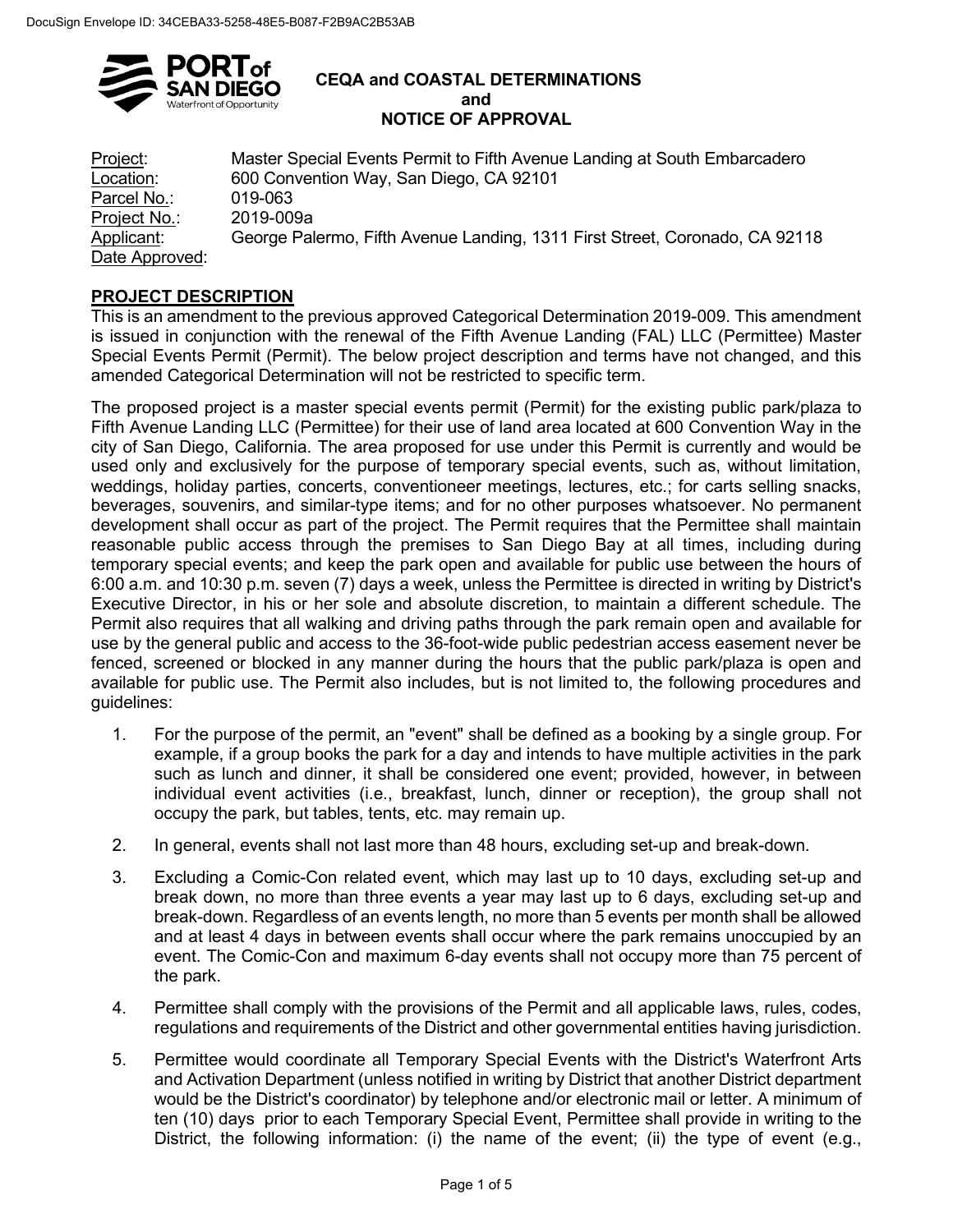DocuSign Envelope ID: 34CEBA33-5258-48E5-B087-F2B9AC2B53AB

# CEQA and COASTAL DETERMINATIONS and NOTICE OF APPROVAL

Project: Master Special Events Permit to Fifth Avenue Landing at South Embarcadero
Location: 600 Convention Way, San Diego, CA 92101
Parcel No.: 019-063
Project No.: 2019-009a
Applicant: George Palermo, Fifth Avenue Landing, 1311 First Street, Coronado, CA 92118
Date Approved:

## PROJECT DESCRIPTION

This is an amendment to the previous approved Categorical Determination 2019-009. This amendment is issued in conjunction with the renewal of the Fifth Avenue Landing (FAL) LLC (Permittee) Master Special Events Permit (Permit). The below project description and terms have not changed, and this amended Categorical Determination will not be restricted to specific term.

The proposed project is a master special events permit (Permit) for the existing public park/plaza to Fifth Avenue Landing LLC (Permittee) for their use of land area located at 600 Convention Way in the city of San Diego, California. The area proposed for use under this Permit is currently and would be used only and exclusively for the purpose of temporary special events, such as, without limitation, weddings, holiday parties, concerts, conventioneer meetings, lectures, etc.; for carts selling snacks, beverages, souvenirs, and similar-type items; and for no other purposes whatsoever. No permanent development shall occur as part of the project. The Permit requires that the Permittee shall maintain reasonable public access through the premises to San Diego Bay at all times, including during temporary special events; and keep the park open and available for public use between the hours of 6:00 a.m. and 10:30 p.m. seven (7) days a week, unless the Permittee is directed in writing by District's Executive Director, in his or her sole and absolute discretion, to maintain a different schedule. The Permit also requires that all walking and driving paths through the park remain open and available for use by the general public and access to the 36-foot-wide public pedestrian access easement never be fenced, screened or blocked in any manner during the hours that the public park/plaza is open and available for public use. The Permit also includes, but is not limited to, the following procedures and guidelines:

1. For the purpose of the permit, an "event" shall be defined as a booking by a single group. For example, if a group books the park for a day and intends to have multiple activities in the park such as lunch and dinner, it shall be considered one event; provided, however, in between individual event activities (i.e., breakfast, lunch, dinner or reception), the group shall not occupy the park, but tables, tents, etc. may remain up.
2. In general, events shall not last more than 48 hours, excluding set-up and break-down.
3. Excluding a Comic-Con related event, which may last up to 10 days, excluding set-up and break down, no more than three events a year may last up to 6 days, excluding set-up and break-down. Regardless of an events length, no more than 5 events per month shall be allowed and at least 4 days in between events shall occur where the park remains unoccupied by an event. The Comic-Con and maximum 6-day events shall not occupy more than 75 percent of the park.
4. Permittee shall comply with the provisions of the Permit and all applicable laws, rules, codes, regulations and requirements of the District and other governmental entities having jurisdiction.
5. Permittee would coordinate all Temporary Special Events with the District's Waterfront Arts and Activation Department (unless notified in writing by District that another District department would be the District's coordinator) by telephone and/or electronic mail or letter. A minimum of ten (10) days prior to each Temporary Special Event, Permittee shall provide in writing to the District, the following information: (i) the name of the event; (ii) the type of event (e.g.,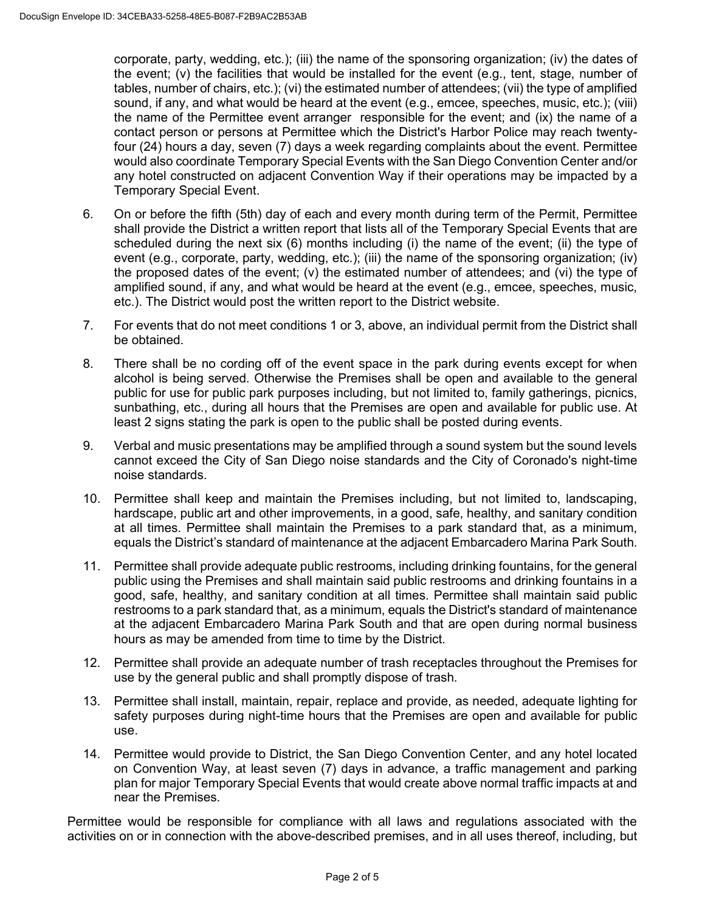corporate, party, wedding, etc.); (iii) the name of the sponsoring organization; (iv) the dates of the event; (v) the facilities that would be installed for the event (e.g., tent, stage, number of tables, number of chairs, etc.); (vi) the estimated number of attendees; (vii) the type of amplified sound, if any, and what would be heard at the event (e.g., emcee, speeches, music, etc.); (viii) the name of the Permittee event arranger responsible for the event; and (ix) the name of a contact person or persons at Permittee which the District's Harbor Police may reach twenty-four (24) hours a day, seven (7) days a week regarding complaints about the event. Permittee would also coordinate Temporary Special Events with the San Diego Convention Center and/or any hotel constructed on adjacent Convention Way if their operations may be impacted by a Temporary Special Event.

6. On or before the fifth (5th) day of each and every month during term of the Permit, Permittee shall provide the District a written report that lists all of the Temporary Special Events that are scheduled during the next six (6) months including (i) the name of the event; (ii) the type of event (e.g., corporate, party, wedding, etc.); (iii) the name of the sponsoring organization; (iv) the proposed dates of the event; (v) the estimated number of attendees; and (vi) the type of amplified sound, if any, and what would be heard at the event (e.g., emcee, speeches, music, etc.). The District would post the written report to the District website.

7. For events that do not meet conditions 1 or 3, above, an individual permit from the District shall be obtained.

8. There shall be no cording off of the event space in the park during events except for when alcohol is being served. Otherwise the Premises shall be open and available to the general public for use for public park purposes including, but not limited to, family gatherings, picnics, sunbathing, etc., during all hours that the Premises are open and available for public use. At least 2 signs stating the park is open to the public shall be posted during events.

9. Verbal and music presentations may be amplified through a sound system but the sound levels cannot exceed the City of San Diego noise standards and the City of Coronado's night-time noise standards.

10. Permittee shall keep and maintain the Premises including, but not limited to, landscaping, hardscape, public art and other improvements, in a good, safe, healthy, and sanitary condition at all times. Permittee shall maintain the Premises to a park standard that, as a minimum, equals the District's standard of maintenance at the adjacent Embarcadero Marina Park South.

11. Permittee shall provide adequate public restrooms, including drinking fountains, for the general public using the Premises and shall maintain said public restrooms and drinking fountains in a good, safe, healthy, and sanitary condition at all times. Permittee shall maintain said public restrooms to a park standard that, as a minimum, equals the District's standard of maintenance at the adjacent Embarcadero Marina Park South and that are open during normal business hours as may be amended from time to time by the District.

12. Permittee shall provide an adequate number of trash receptacles throughout the Premises for use by the general public and shall promptly dispose of trash.

13. Permittee shall install, maintain, repair, replace and provide, as needed, adequate lighting for safety purposes during night-time hours that the Premises are open and available for public use.

14. Permittee would provide to District, the San Diego Convention Center, and any hotel located on Convention Way, at least seven (7) days in advance, a traffic management and parking plan for major Temporary Special Events that would create above normal traffic impacts at and near the Premises.

Permittee would be responsible for compliance with all laws and regulations associated with the activities on or in connection with the above-described premises, and in all uses thereof, including, but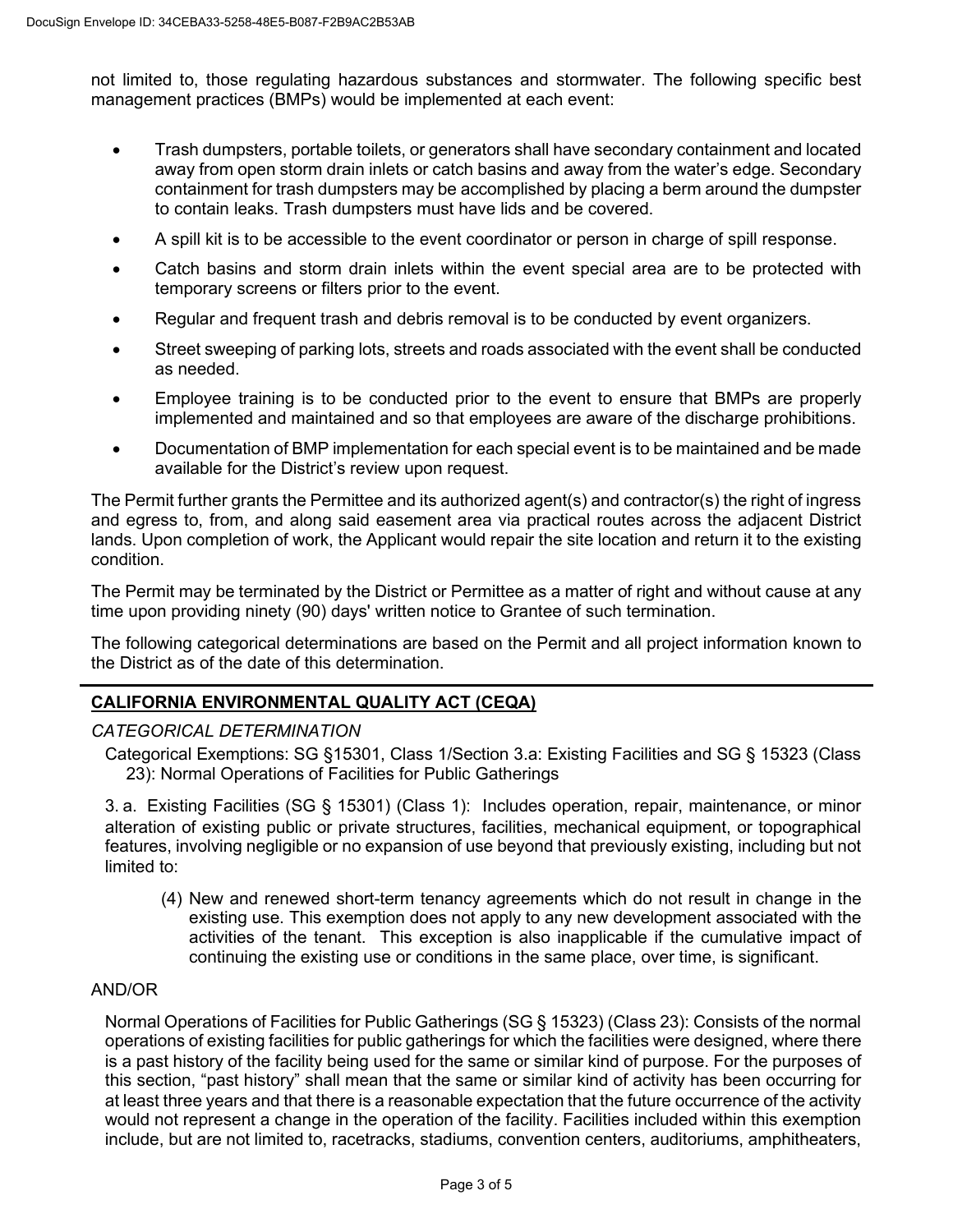not limited to, those regulating hazardous substances and stormwater. The following specific best management practices (BMPs) would be implemented at each event:

- Trash dumpsters, portable toilets, or generators shall have secondary containment and located away from open storm drain inlets or catch basins and away from the water's edge. Secondary containment for trash dumpsters may be accomplished by placing a berm around the dumpster to contain leaks. Trash dumpsters must have lids and be covered.
- A spill kit is to be accessible to the event coordinator or person in charge of spill response.
- Catch basins and storm drain inlets within the event special area are to be protected with temporary screens or filters prior to the event.
- Regular and frequent trash and debris removal is to be conducted by event organizers.
- Street sweeping of parking lots, streets and roads associated with the event shall be conducted as needed.
- Employee training is to be conducted prior to the event to ensure that BMPs are properly implemented and maintained and so that employees are aware of the discharge prohibitions.
- Documentation of BMP implementation for each special event is to be maintained and be made available for the District's review upon request.

The Permit further grants the Permittee and its authorized agent(s) and contractor(s) the right of ingress and egress to, from, and along said easement area via practical routes across the adjacent District lands. Upon completion of work, the Applicant would repair the site location and return it to the existing condition.

The Permit may be terminated by the District or Permittee as a matter of right and without cause at any time upon providing ninety (90) days' written notice to Grantee of such termination.

The following categorical determinations are based on the Permit and all project information known to the District as of the date of this determination.

---

## **CALIFORNIA ENVIRONMENTAL QUALITY ACT (CEQA)**

*CATEGORICAL DETERMINATION*

Categorical Exemptions: SG §15301, Class 1/Section 3.a: Existing Facilities and SG § 15323 (Class 23): Normal Operations of Facilities for Public Gatherings

3\. a. Existing Facilities (SG § 15301) (Class 1): Includes operation, repair, maintenance, or minor alteration of existing public or private structures, facilities, mechanical equipment, or topographical features, involving negligible or no expansion of use beyond that previously existing, including but not limited to:

(4) New and renewed short-term tenancy agreements which do not result in change in the existing use. This exemption does not apply to any new development associated with the activities of the tenant. This exception is also inapplicable if the cumulative impact of continuing the existing use or conditions in the same place, over time, is significant.

AND/OR

Normal Operations of Facilities for Public Gatherings (SG § 15323) (Class 23): Consists of the normal operations of existing facilities for public gatherings for which the facilities were designed, where there is a past history of the facility being used for the same or similar kind of purpose. For the purposes of this section, "past history" shall mean that the same or similar kind of activity has been occurring for at least three years and that there is a reasonable expectation that the future occurrence of the activity would not represent a change in the operation of the facility. Facilities included within this exemption include, but are not limited to, racetracks, stadiums, convention centers, auditoriums, amphitheaters,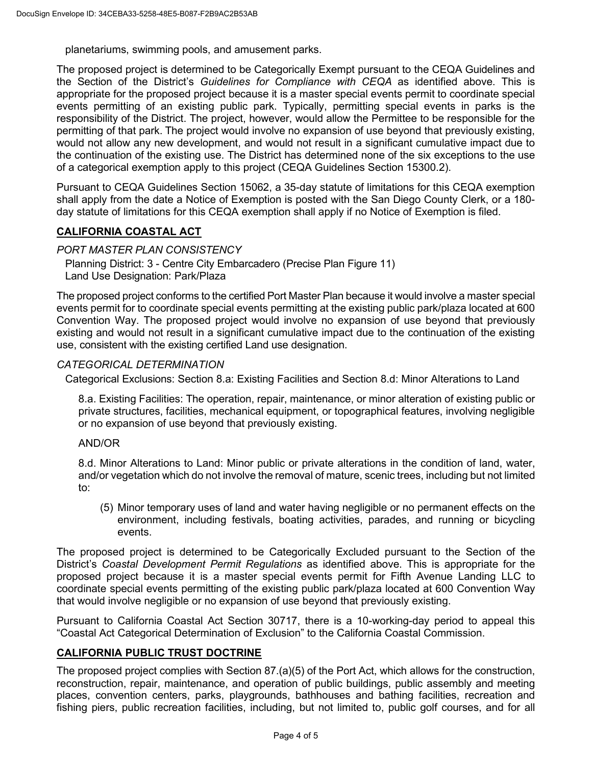planetariums, swimming pools, and amusement parks.

The proposed project is determined to be Categorically Exempt pursuant to the CEQA Guidelines and the Section of the District's *Guidelines for Compliance with CEQA* as identified above. This is appropriate for the proposed project because it is a master special events permit to coordinate special events permitting of an existing public park. Typically, permitting special events in parks is the responsibility of the District. The project, however, would allow the Permittee to be responsible for the permitting of that park. The project would involve no expansion of use beyond that previously existing, would not allow any new development, and would not result in a significant cumulative impact due to the continuation of the existing use. The District has determined none of the six exceptions to the use of a categorical exemption apply to this project (CEQA Guidelines Section 15300.2).

Pursuant to CEQA Guidelines Section 15062, a 35-day statute of limitations for this CEQA exemption shall apply from the date a Notice of Exemption is posted with the San Diego County Clerk, or a 180-day statute of limitations for this CEQA exemption shall apply if no Notice of Exemption is filed.

## CALIFORNIA COASTAL ACT

*PORT MASTER PLAN CONSISTENCY*

Planning District: 3 - Centre City Embarcadero (Precise Plan Figure 11)
Land Use Designation: Park/Plaza

The proposed project conforms to the certified Port Master Plan because it would involve a master special events permit for to coordinate special events permitting at the existing public park/plaza located at 600 Convention Way. The proposed project would involve no expansion of use beyond that previously existing and would not result in a significant cumulative impact due to the continuation of the existing use, consistent with the existing certified Land use designation.

*CATEGORICAL DETERMINATION*

Categorical Exclusions: Section 8.a: Existing Facilities and Section 8.d: Minor Alterations to Land

8.a. Existing Facilities: The operation, repair, maintenance, or minor alteration of existing public or private structures, facilities, mechanical equipment, or topographical features, involving negligible or no expansion of use beyond that previously existing.

AND/OR

8.d. Minor Alterations to Land: Minor public or private alterations in the condition of land, water, and/or vegetation which do not involve the removal of mature, scenic trees, including but not limited to:

(5) Minor temporary uses of land and water having negligible or no permanent effects on the environment, including festivals, boating activities, parades, and running or bicycling events.

The proposed project is determined to be Categorically Excluded pursuant to the Section of the District's *Coastal Development Permit Regulations* as identified above. This is appropriate for the proposed project because it is a master special events permit for Fifth Avenue Landing LLC to coordinate special events permitting of the existing public park/plaza located at 600 Convention Way that would involve negligible or no expansion of use beyond that previously existing.

Pursuant to California Coastal Act Section 30717, there is a 10-working-day period to appeal this "Coastal Act Categorical Determination of Exclusion" to the California Coastal Commission.

## CALIFORNIA PUBLIC TRUST DOCTRINE

The proposed project complies with Section 87.(a)(5) of the Port Act, which allows for the construction, reconstruction, repair, maintenance, and operation of public buildings, public assembly and meeting places, convention centers, parks, playgrounds, bathhouses and bathing facilities, recreation and fishing piers, public recreation facilities, including, but not limited to, public golf courses, and for all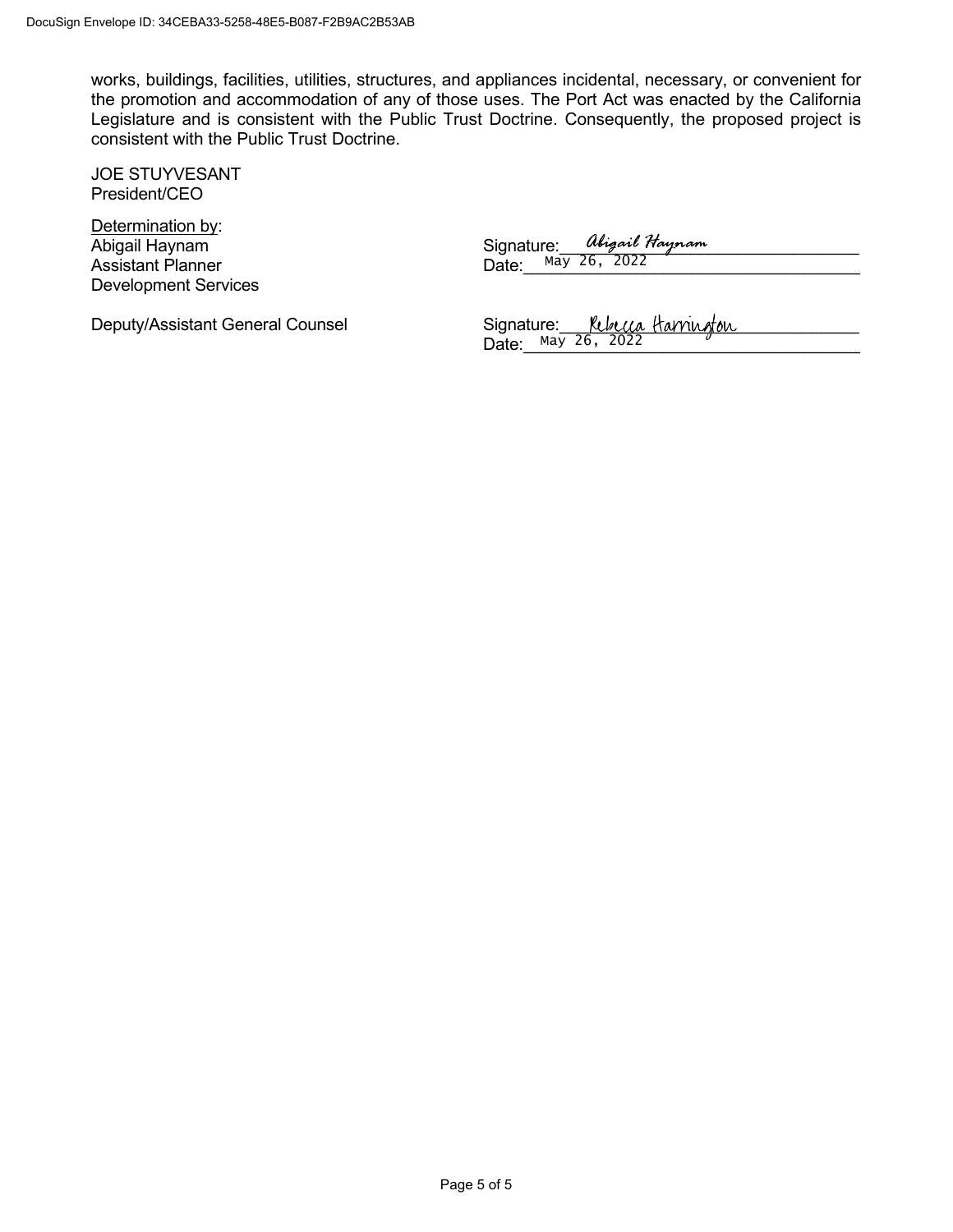works, buildings, facilities, utilities, structures, and appliances incidental, necessary, or convenient for the promotion and accommodation of any of those uses. The Port Act was enacted by the California Legislature and is consistent with the Public Trust Doctrine. Consequently, the proposed project is consistent with the Public Trust Doctrine.

JOE STUYVESANT
President/CEO

Determination by:
Abigail Haynam
Assistant Planner
Development Services

Signature: Abigail Haynam
Date: May 26, 2022

Deputy/Assistant General Counsel

Signature: Rebecca Harrington
Date: May 26, 2022